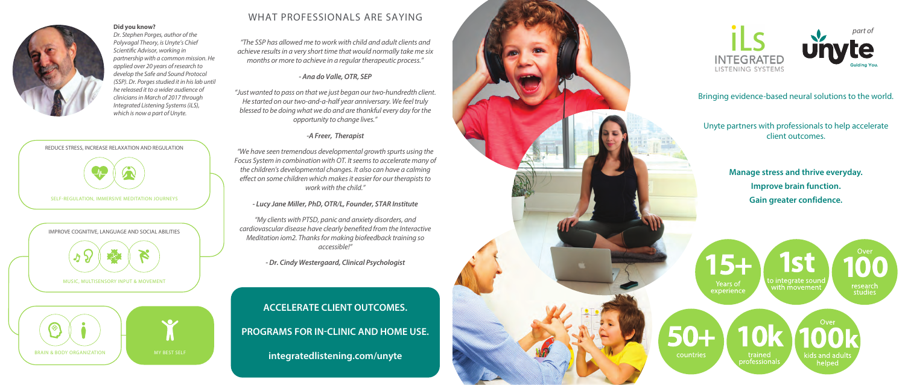**Did you know?**

*Dr. Stephen Porges, author of the Polyvagal Theory, is Unyte's Chief Scientific Advisor, working in partnership with a common mission. He applied over 20 years of research to develop the Safe and Sound Protocol (SSP). Dr. Porges studied it in his lab until he released it to a wider audience of clinicians in March of 2017 through Integrated Listening Systems (iLS), which is now a part of Unyte.*

REDUCE STRESS, INCREASE RELAXATION AND REGULATION

SELF-REGULATION, IMMERSIVE MEDITATION JOURNEYS

IMPROVE COGNITIVE, LANGUAGE AND SOCIAL ABILITIES

MUSIC, MULTISENSORY INPUT & MOVEMENT

BRAIN & BODY ORGANIZATION

MY BEST SELF

## WHAT PROFESSIONALS ARE SAYING

*"The SSP has allowed me to work with child and adult clients and achieve results in a very short time that would normally take me six months or more to achieve in a regular therapeutic process."*

***- Ana do Valle, OTR, SEP***

*"Just wanted to pass on that we just began our two-hundredth client. He started on our two-and-a-half year anniversary. We feel truly blessed to be doing what we do and are thankful every day for the opportunity to change lives."*

***-A Freer, Therapist***

*"We have seen tremendous developmental growth spurts using the Focus System in combination with OT. It seems to accelerate many of the children's developmental changes. It also can have a calming effect on some children which makes it easier for our therapists to work with the child."*

***- Lucy Jane Miller, PhD, OTR/L, Founder, STAR Institute***

*"My clients with PTSD, panic and anxiety disorders, and cardiovascular disease have clearly benefited from the Interactive Meditation iom2. Thanks for making biofeedback training so accessible!"*

***- Dr. Cindy Westergaard, Clinical Psychologist***

**ACCELERATE CLIENT OUTCOMES.**

**PROGRAMS FOR IN-CLINIC AND HOME USE.**

**integratedlistening.com/unyte**

iLS INTEGRATED LISTENING SYSTEMS

*part of* unyte Guiding You.

Bringing evidence-based neural solutions to the world.

Unyte partners with professionals to help accelerate client outcomes.

**Manage stress and thrive everyday.**
**Improve brain function.**
**Gain greater confidence.**

- **15+** Years of experience
- **1st** to integrate sound with movement
- Over **100** research studies
- **50+** countries
- **10k** trained professionals
- Over **100k** kids and adults helped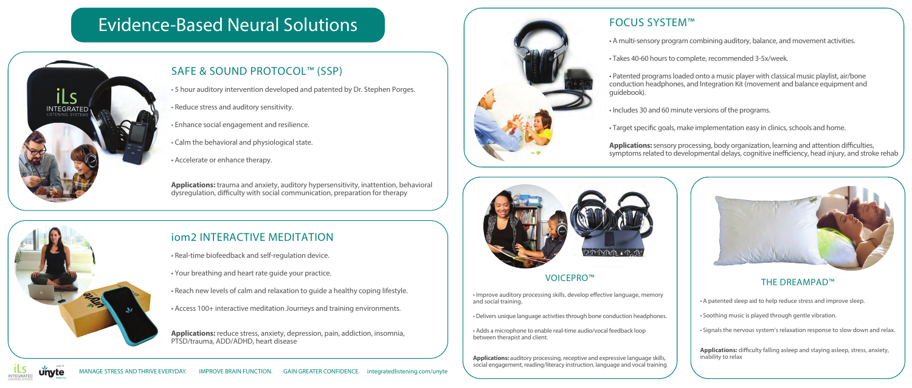# Evidence-Based Neural Solutions

## SAFE & SOUND PROTOCOL™ (SSP)

- 5 hour auditory intervention developed and patented by Dr. Stephen Porges.
- Reduce stress and auditory sensitivity.
- Enhance social engagement and resilience.
- Calm the behavioral and physiological state.
- Accelerate or enhance therapy.

**Applications:** trauma and anxiety, auditory hypersensitivity, inattention, behavioral dysregulation, difficulty with social communication, preparation for therapy

## iom2 INTERACTIVE MEDITATION

- Real-time biofeedback and self-regulation device.
- Your breathing and heart rate guide your practice.
- Reach new levels of calm and relaxation to guide a healthy coping lifestyle.
- Access 100+ interactive meditation Journeys and training environments.

**Applications:** reduce stress, anxiety, depression, pain, addiction, insomnia, PTSD/trauma, ADD/ADHD, heart disease

## FOCUS SYSTEM™

- A multi-sensory program combining auditory, balance, and movement activities.
- Takes 40-60 hours to complete, recommended 3-5x/week.
- Patented programs loaded onto a music player with classical music playlist, air/bone conduction headphones, and Integration Kit (movement and balance equipment and guidebook).
- Includes 30 and 60 minute versions of the programs.
- Target specific goals, make implementation easy in clinics, schools and home.

**Applications:** sensory processing, body organization, learning and attention difficulties, symptoms related to developmental delays, cognitive inefficiency, head injury, and stroke rehab

## VOICEPRO™

- Improve auditory processing skills, develop effective language, memory and social training.
- Delivers unique language activities through bone conduction headphones.
- Adds a microphone to enable real-time audio/vocal feedback loop between therapist and client.

**Applications:** auditory processing, receptive and expressive language skills, social engagement, reading/literacy instruction, language and vocal training

## THE DREAMPAD™

- A patented sleep aid to help reduce stress and improve sleep.
- Soothing music is played through gentle vibration.
- Signals the nervous system's relaxation response to slow down and relax.

**Applications:** difficulty falling asleep and staying asleep, stress, anxiety, inability to relax

MANAGE STRESS AND THRIVE EVERYDAY. IMPROVE BRAIN FUNCTION. GAIN GREATER CONFIDENCE. integratedlistening.com/unyte